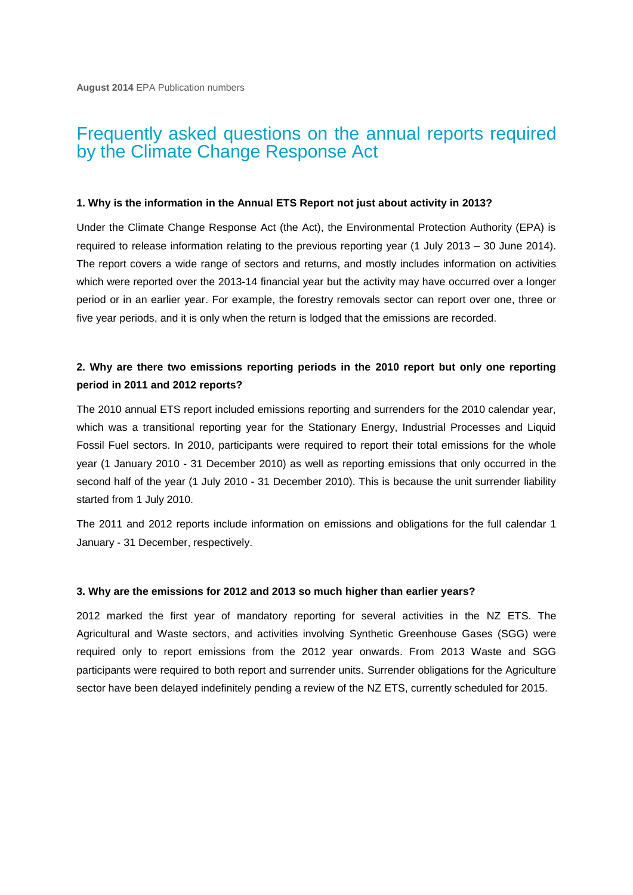**August 2014** EPA Publication numbers

# Frequently asked questions on the annual reports required by the Climate Change Response Act

**1. Why is the information in the Annual ETS Report not just about activity in 2013?**

Under the Climate Change Response Act (the Act), the Environmental Protection Authority (EPA) is required to release information relating to the previous reporting year (1 July 2013 – 30 June 2014). The report covers a wide range of sectors and returns, and mostly includes information on activities which were reported over the 2013-14 financial year but the activity may have occurred over a longer period or in an earlier year. For example, the forestry removals sector can report over one, three or five year periods, and it is only when the return is lodged that the emissions are recorded.

**2. Why are there two emissions reporting periods in the 2010 report but only one reporting period in 2011 and 2012 reports?**

The 2010 annual ETS report included emissions reporting and surrenders for the 2010 calendar year, which was a transitional reporting year for the Stationary Energy, Industrial Processes and Liquid Fossil Fuel sectors. In 2010, participants were required to report their total emissions for the whole year (1 January 2010 - 31 December 2010) as well as reporting emissions that only occurred in the second half of the year (1 July 2010 - 31 December 2010). This is because the unit surrender liability started from 1 July 2010.

The 2011 and 2012 reports include information on emissions and obligations for the full calendar 1 January - 31 December, respectively.

**3. Why are the emissions for 2012 and 2013 so much higher than earlier years?**

2012 marked the first year of mandatory reporting for several activities in the NZ ETS. The Agricultural and Waste sectors, and activities involving Synthetic Greenhouse Gases (SGG) were required only to report emissions from the 2012 year onwards. From 2013 Waste and SGG participants were required to both report and surrender units. Surrender obligations for the Agriculture sector have been delayed indefinitely pending a review of the NZ ETS, currently scheduled for 2015.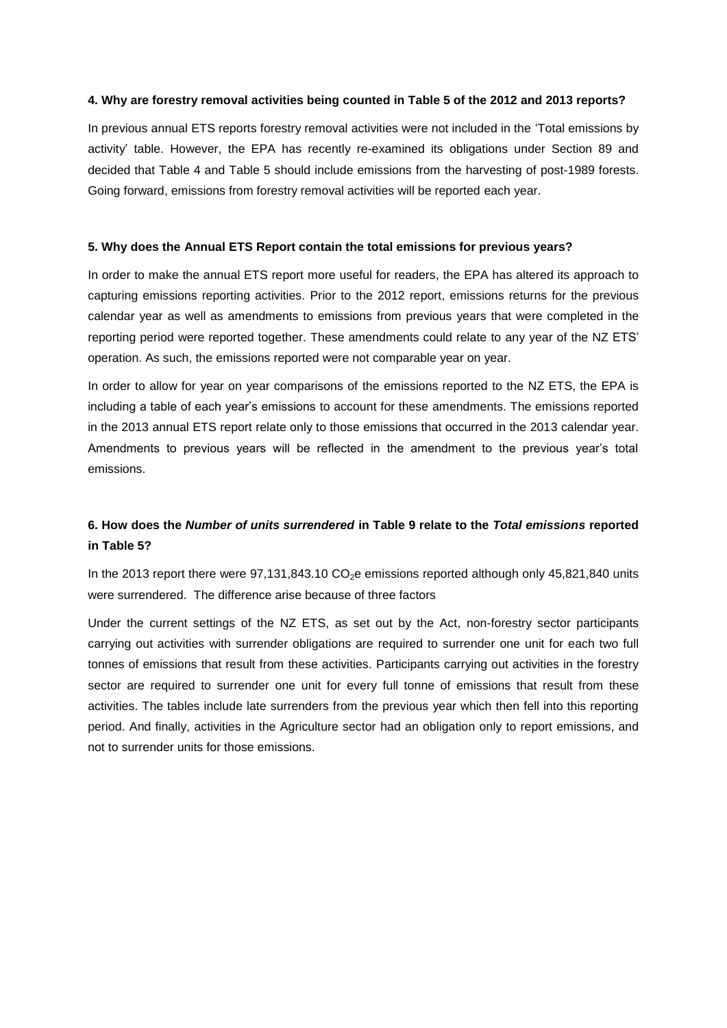**4. Why are forestry removal activities being counted in Table 5 of the 2012 and 2013 reports?**

In previous annual ETS reports forestry removal activities were not included in the 'Total emissions by activity' table. However, the EPA has recently re-examined its obligations under Section 89 and decided that Table 4 and Table 5 should include emissions from the harvesting of post-1989 forests. Going forward, emissions from forestry removal activities will be reported each year.

**5. Why does the Annual ETS Report contain the total emissions for previous years?**

In order to make the annual ETS report more useful for readers, the EPA has altered its approach to capturing emissions reporting activities. Prior to the 2012 report, emissions returns for the previous calendar year as well as amendments to emissions from previous years that were completed in the reporting period were reported together. These amendments could relate to any year of the NZ ETS' operation. As such, the emissions reported were not comparable year on year.

In order to allow for year on year comparisons of the emissions reported to the NZ ETS, the EPA is including a table of each year's emissions to account for these amendments. The emissions reported in the 2013 annual ETS report relate only to those emissions that occurred in the 2013 calendar year. Amendments to previous years will be reflected in the amendment to the previous year's total emissions.

**6. How does the *Number of units surrendered* in Table 9 relate to the *Total emissions* reported in Table 5?**

In the 2013 report there were 97,131,843.10 $CO_2$e emissions reported although only 45,821,840 units were surrendered. The difference arise because of three factors

Under the current settings of the NZ ETS, as set out by the Act, non-forestry sector participants carrying out activities with surrender obligations are required to surrender one unit for each two full tonnes of emissions that result from these activities. Participants carrying out activities in the forestry sector are required to surrender one unit for every full tonne of emissions that result from these activities. The tables include late surrenders from the previous year which then fell into this reporting period. And finally, activities in the Agriculture sector had an obligation only to report emissions, and not to surrender units for those emissions.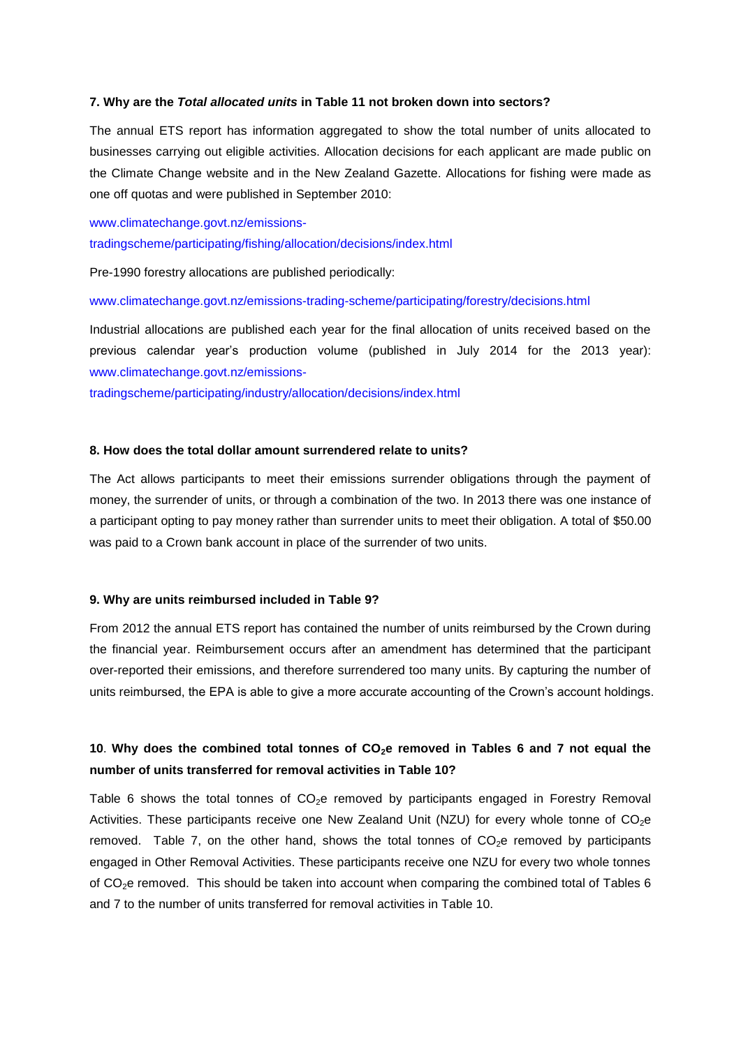**7. Why are the *Total allocated units* in Table 11 not broken down into sectors?**

The annual ETS report has information aggregated to show the total number of units allocated to businesses carrying out eligible activities. Allocation decisions for each applicant are made public on the Climate Change website and in the New Zealand Gazette. Allocations for fishing were made as one off quotas and were published in September 2010:

www.climatechange.govt.nz/emissions-tradingscheme/participating/fishing/allocation/decisions/index.html

Pre-1990 forestry allocations are published periodically:

www.climatechange.govt.nz/emissions-trading-scheme/participating/forestry/decisions.html

Industrial allocations are published each year for the final allocation of units received based on the previous calendar year's production volume (published in July 2014 for the 2013 year): www.climatechange.govt.nz/emissions-tradingscheme/participating/industry/allocation/decisions/index.html

**8. How does the total dollar amount surrendered relate to units?**

The Act allows participants to meet their emissions surrender obligations through the payment of money, the surrender of units, or through a combination of the two. In 2013 there was one instance of a participant opting to pay money rather than surrender units to meet their obligation. A total of $50.00 was paid to a Crown bank account in place of the surrender of two units.

**9. Why are units reimbursed included in Table 9?**

From 2012 the annual ETS report has contained the number of units reimbursed by the Crown during the financial year. Reimbursement occurs after an amendment has determined that the participant over-reported their emissions, and therefore surrendered too many units. By capturing the number of units reimbursed, the EPA is able to give a more accurate accounting of the Crown's account holdings.

**10. Why does the combined total tonnes of $CO_2$e removed in Tables 6 and 7 not equal the number of units transferred for removal activities in Table 10?**

Table 6 shows the total tonnes of $CO_2$e removed by participants engaged in Forestry Removal Activities. These participants receive one New Zealand Unit (NZU) for every whole tonne of $CO_2$e removed. Table 7, on the other hand, shows the total tonnes of $CO_2$e removed by participants engaged in Other Removal Activities. These participants receive one NZU for every two whole tonnes of $CO_2$e removed. This should be taken into account when comparing the combined total of Tables 6 and 7 to the number of units transferred for removal activities in Table 10.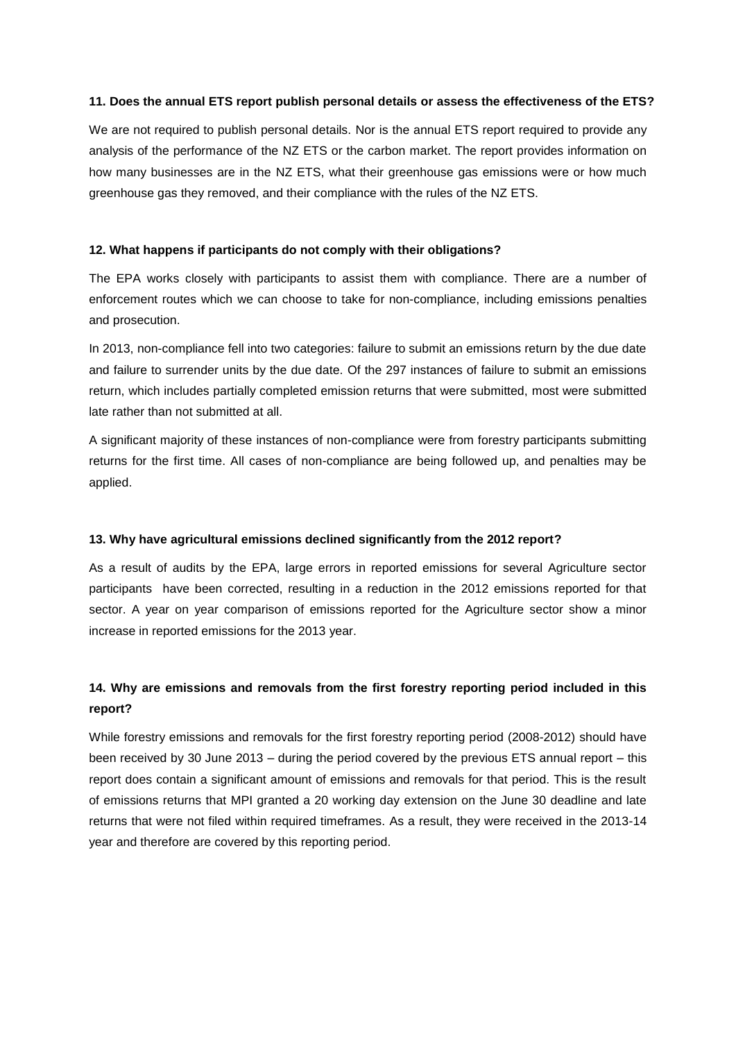**11. Does the annual ETS report publish personal details or assess the effectiveness of the ETS?**

We are not required to publish personal details. Nor is the annual ETS report required to provide any analysis of the performance of the NZ ETS or the carbon market. The report provides information on how many businesses are in the NZ ETS, what their greenhouse gas emissions were or how much greenhouse gas they removed, and their compliance with the rules of the NZ ETS.

**12. What happens if participants do not comply with their obligations?**

The EPA works closely with participants to assist them with compliance. There are a number of enforcement routes which we can choose to take for non-compliance, including emissions penalties and prosecution.

In 2013, non-compliance fell into two categories: failure to submit an emissions return by the due date and failure to surrender units by the due date. Of the 297 instances of failure to submit an emissions return, which includes partially completed emission returns that were submitted, most were submitted late rather than not submitted at all.

A significant majority of these instances of non-compliance were from forestry participants submitting returns for the first time. All cases of non-compliance are being followed up, and penalties may be applied.

**13. Why have agricultural emissions declined significantly from the 2012 report?**

As a result of audits by the EPA, large errors in reported emissions for several Agriculture sector participants have been corrected, resulting in a reduction in the 2012 emissions reported for that sector. A year on year comparison of emissions reported for the Agriculture sector show a minor increase in reported emissions for the 2013 year.

**14. Why are emissions and removals from the first forestry reporting period included in this report?**

While forestry emissions and removals for the first forestry reporting period (2008-2012) should have been received by 30 June 2013 – during the period covered by the previous ETS annual report – this report does contain a significant amount of emissions and removals for that period. This is the result of emissions returns that MPI granted a 20 working day extension on the June 30 deadline and late returns that were not filed within required timeframes. As a result, they were received in the 2013-14 year and therefore are covered by this reporting period.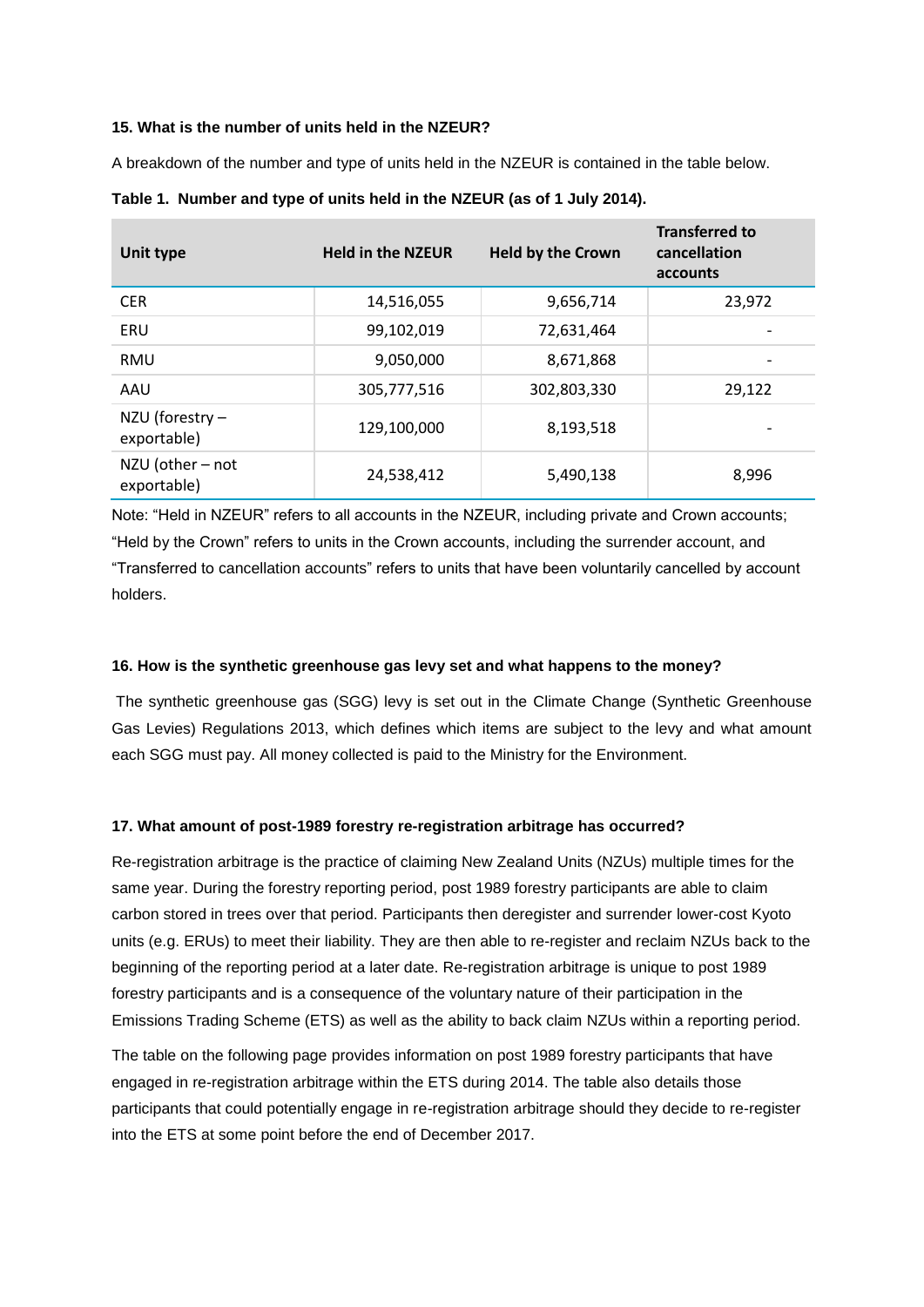**15. What is the number of units held in the NZEUR?**

A breakdown of the number and type of units held in the NZEUR is contained in the table below.

**Table 1. Number and type of units held in the NZEUR (as of 1 July 2014).**

| Unit type | Held in the NZEUR | Held by the Crown | Transferred to cancellation accounts |
|---|---|---|---|
| CER | 14,516,055 | 9,656,714 | 23,972 |
| ERU | 99,102,019 | 72,631,464 | - |
| RMU | 9,050,000 | 8,671,868 | - |
| AAU | 305,777,516 | 302,803,330 | 29,122 |
| NZU (forestry – exportable) | 129,100,000 | 8,193,518 | - |
| NZU (other – not exportable) | 24,538,412 | 5,490,138 | 8,996 |

Note: "Held in NZEUR" refers to all accounts in the NZEUR, including private and Crown accounts; "Held by the Crown" refers to units in the Crown accounts, including the surrender account, and "Transferred to cancellation accounts" refers to units that have been voluntarily cancelled by account holders.

**16. How is the synthetic greenhouse gas levy set and what happens to the money?**

The synthetic greenhouse gas (SGG) levy is set out in the Climate Change (Synthetic Greenhouse Gas Levies) Regulations 2013, which defines which items are subject to the levy and what amount each SGG must pay. All money collected is paid to the Ministry for the Environment.

**17. What amount of post-1989 forestry re-registration arbitrage has occurred?**

Re-registration arbitrage is the practice of claiming New Zealand Units (NZUs) multiple times for the same year. During the forestry reporting period, post 1989 forestry participants are able to claim carbon stored in trees over that period. Participants then deregister and surrender lower-cost Kyoto units (e.g. ERUs) to meet their liability. They are then able to re-register and reclaim NZUs back to the beginning of the reporting period at a later date. Re-registration arbitrage is unique to post 1989 forestry participants and is a consequence of the voluntary nature of their participation in the Emissions Trading Scheme (ETS) as well as the ability to back claim NZUs within a reporting period.

The table on the following page provides information on post 1989 forestry participants that have engaged in re-registration arbitrage within the ETS during 2014. The table also details those participants that could potentially engage in re-registration arbitrage should they decide to re-register into the ETS at some point before the end of December 2017.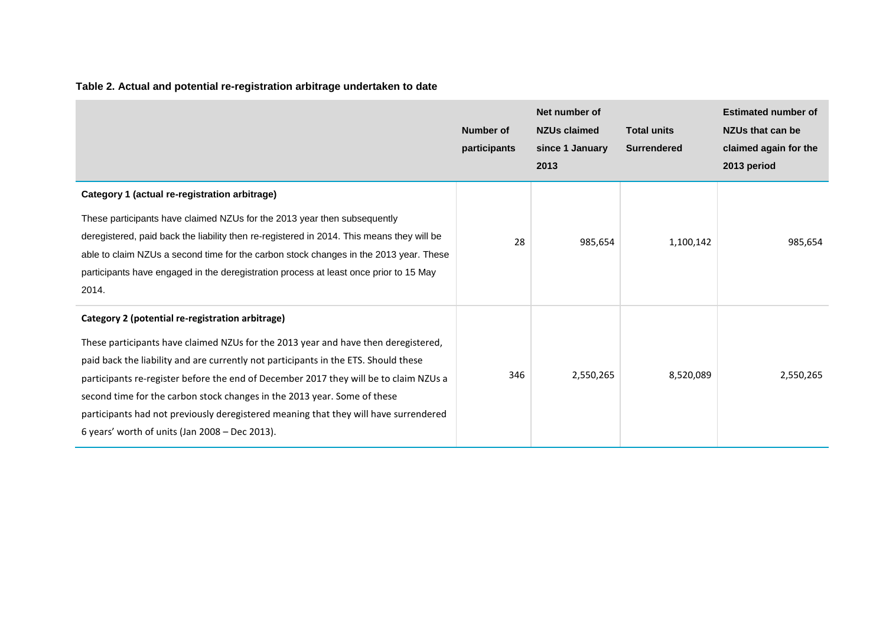**Table 2. Actual and potential re-registration arbitrage undertaken to date**

| | Number of participants | Net number of NZUs claimed since 1 January 2013 | Total units Surrendered | Estimated number of NZUs that can be claimed again for the 2013 period |
|---|---|---|---|---|
| **Category 1 (actual re-registration arbitrage)** These participants have claimed NZUs for the 2013 year then subsequently deregistered, paid back the liability then re-registered in 2014. This means they will be able to claim NZUs a second time for the carbon stock changes in the 2013 year. These participants have engaged in the deregistration process at least once prior to 15 May 2014. | 28 | 985,654 | 1,100,142 | 985,654 |
| **Category 2 (potential re-registration arbitrage)** These participants have claimed NZUs for the 2013 year and have then deregistered, paid back the liability and are currently not participants in the ETS. Should these participants re-register before the end of December 2017 they will be to claim NZUs a second time for the carbon stock changes in the 2013 year. Some of these participants had not previously deregistered meaning that they will have surrendered 6 years' worth of units (Jan 2008 – Dec 2013). | 346 | 2,550,265 | 8,520,089 | 2,550,265 |